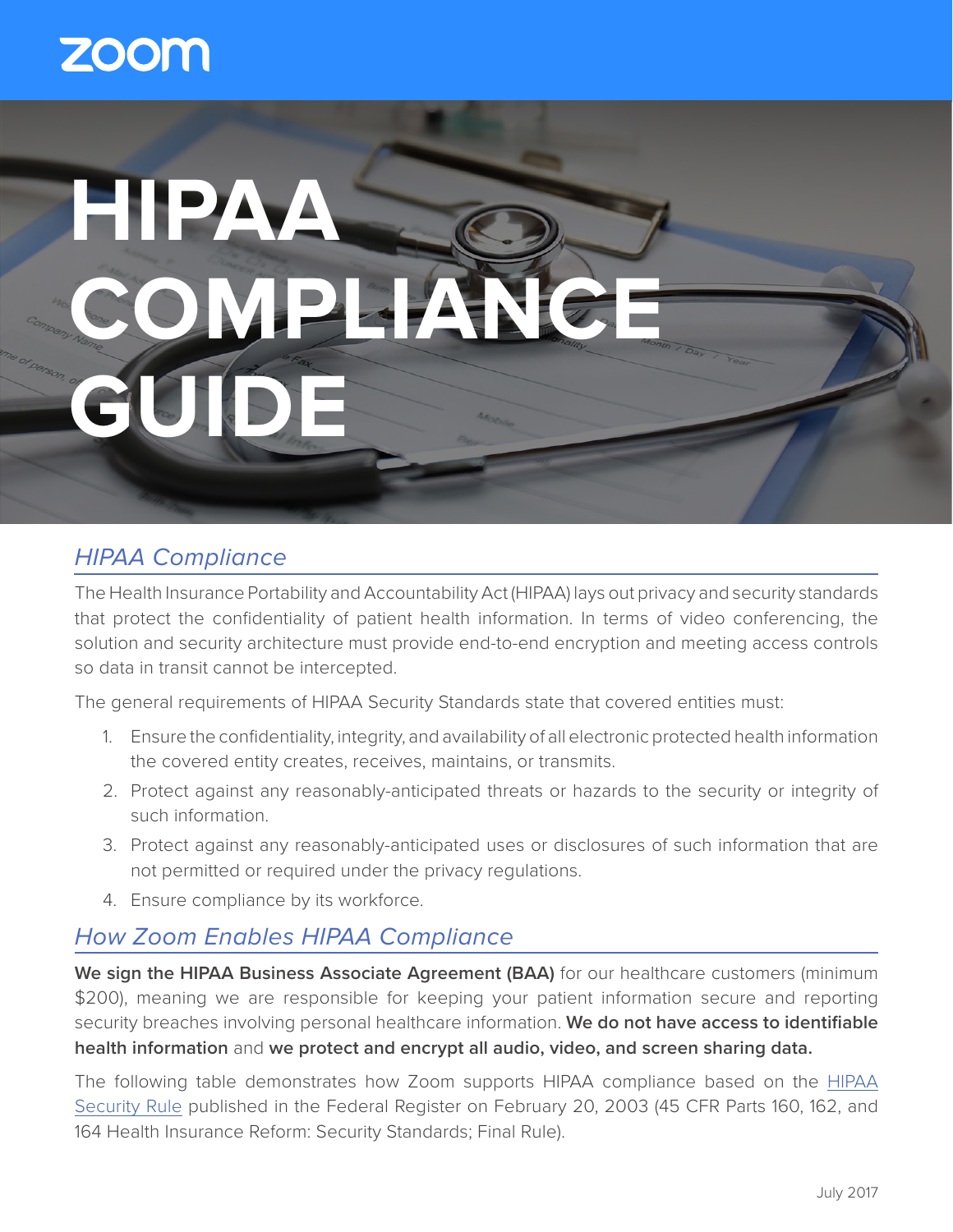zoom

# HIPAA COMPLIANCE GUIDE

## *HIPAA Compliance*

The Health Insurance Portability and Accountability Act (HIPAA) lays out privacy and security standards that protect the confidentiality of patient health information. In terms of video conferencing, the solution and security architecture must provide end-to-end encryption and meeting access controls so data in transit cannot be intercepted.

The general requirements of HIPAA Security Standards state that covered entities must:

1. Ensure the confidentiality, integrity, and availability of all electronic protected health information the covered entity creates, receives, maintains, or transmits.
2. Protect against any reasonably-anticipated threats or hazards to the security or integrity of such information.
3. Protect against any reasonably-anticipated uses or disclosures of such information that are not permitted or required under the privacy regulations.
4. Ensure compliance by its workforce.

## *How Zoom Enables HIPAA Compliance*

**We sign the HIPAA Business Associate Agreement (BAA)** for our healthcare customers (minimum $200), meaning we are responsible for keeping your patient information secure and reporting security breaches involving personal healthcare information. **We do not have access to identifiable health information** and **we protect and encrypt all audio, video, and screen sharing data.**

The following table demonstrates how Zoom supports HIPAA compliance based on the HIPAA Security Rule published in the Federal Register on February 20, 2003 (45 CFR Parts 160, 162, and 164 Health Insurance Reform: Security Standards; Final Rule).

July 2017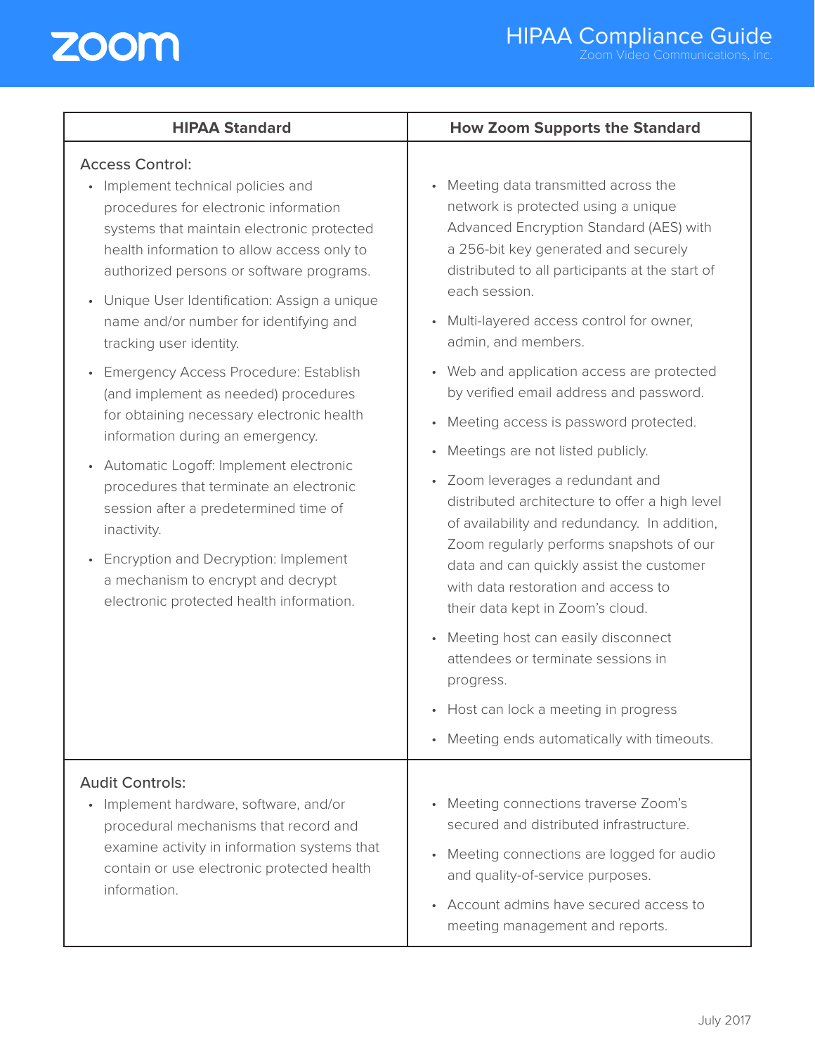| HIPAA Standard | How Zoom Supports the Standard |
| --- | --- |
| Access Control:<br>• Implement technical policies and procedures for electronic information systems that maintain electronic protected health information to allow access only to authorized persons or software programs.<br>• Unique User Identification: Assign a unique name and/or number for identifying and tracking user identity.<br>• Emergency Access Procedure: Establish (and implement as needed) procedures for obtaining necessary electronic health information during an emergency.<br>• Automatic Logoff: Implement electronic procedures that terminate an electronic session after a predetermined time of inactivity.<br>• Encryption and Decryption: Implement a mechanism to encrypt and decrypt electronic protected health information. | • Meeting data transmitted across the network is protected using a unique Advanced Encryption Standard (AES) with a 256-bit key generated and securely distributed to all participants at the start of each session.<br>• Multi-layered access control for owner, admin, and members.<br>• Web and application access are protected by verified email address and password.<br>• Meeting access is password protected.<br>• Meetings are not listed publicly.<br>• Zoom leverages a redundant and distributed architecture to offer a high level of availability and redundancy. In addition, Zoom regularly performs snapshots of our data and can quickly assist the customer with data restoration and access to their data kept in Zoom's cloud.<br>• Meeting host can easily disconnect attendees or terminate sessions in progress.<br>• Host can lock a meeting in progress<br>• Meeting ends automatically with timeouts. |
| Audit Controls:<br>• Implement hardware, software, and/or procedural mechanisms that record and examine activity in information systems that contain or use electronic protected health information. | • Meeting connections traverse Zoom's secured and distributed infrastructure.<br>• Meeting connections are logged for audio and quality-of-service purposes.<br>• Account admins have secured access to meeting management and reports. |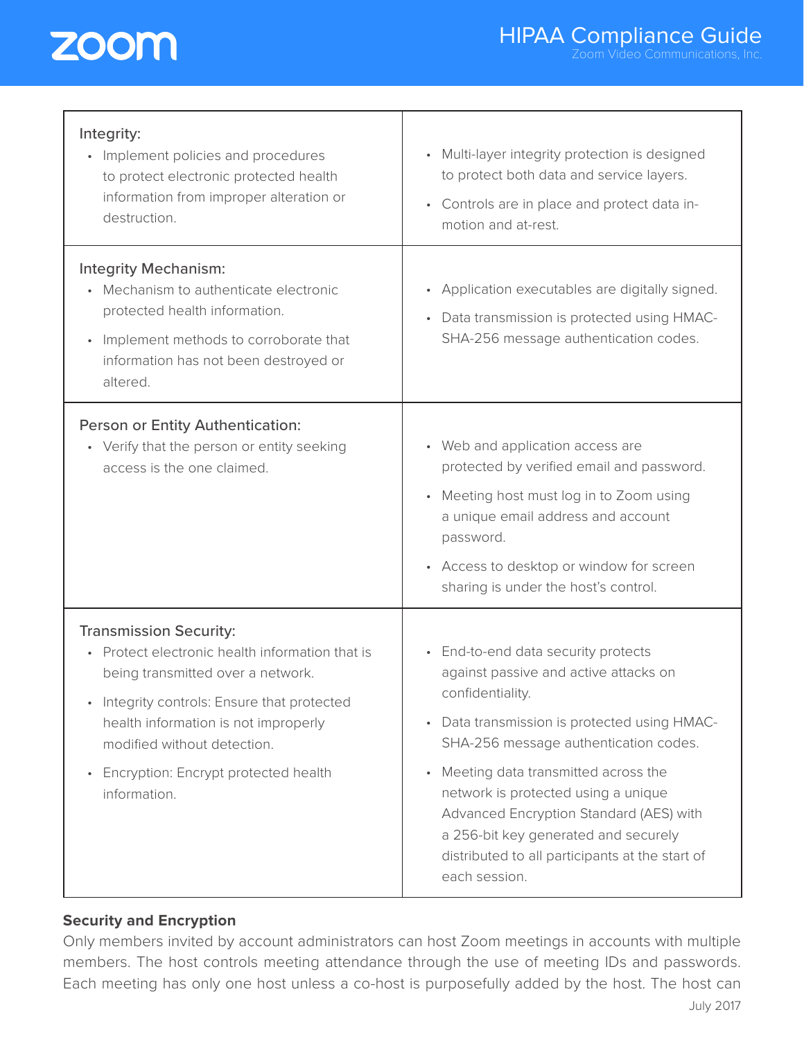| | |
|---|---|
| **Integrity:**<br>• Implement policies and procedures to protect electronic protected health information from improper alteration or destruction. | • Multi-layer integrity protection is designed to protect both data and service layers.<br>• Controls are in place and protect data in-motion and at-rest. |
| **Integrity Mechanism:**<br>• Mechanism to authenticate electronic protected health information.<br>• Implement methods to corroborate that information has not been destroyed or altered. | • Application executables are digitally signed.<br>• Data transmission is protected using HMAC-SHA-256 message authentication codes. |
| **Person or Entity Authentication:**<br>• Verify that the person or entity seeking access is the one claimed. | • Web and application access are protected by verified email and password.<br>• Meeting host must log in to Zoom using a unique email address and account password.<br>• Access to desktop or window for screen sharing is under the host's control. |
| **Transmission Security:**<br>• Protect electronic health information that is being transmitted over a network.<br>• Integrity controls: Ensure that protected health information is not improperly modified without detection.<br>• Encryption: Encrypt protected health information. | • End-to-end data security protects against passive and active attacks on confidentiality.<br>• Data transmission is protected using HMAC-SHA-256 message authentication codes.<br>• Meeting data transmitted across the network is protected using a unique Advanced Encryption Standard (AES) with a 256-bit key generated and securely distributed to all participants at the start of each session. |

### Security and Encryption

Only members invited by account administrators can host Zoom meetings in accounts with multiple members. The host controls meeting attendance through the use of meeting IDs and passwords. Each meeting has only one host unless a co-host is purposefully added by the host. The host can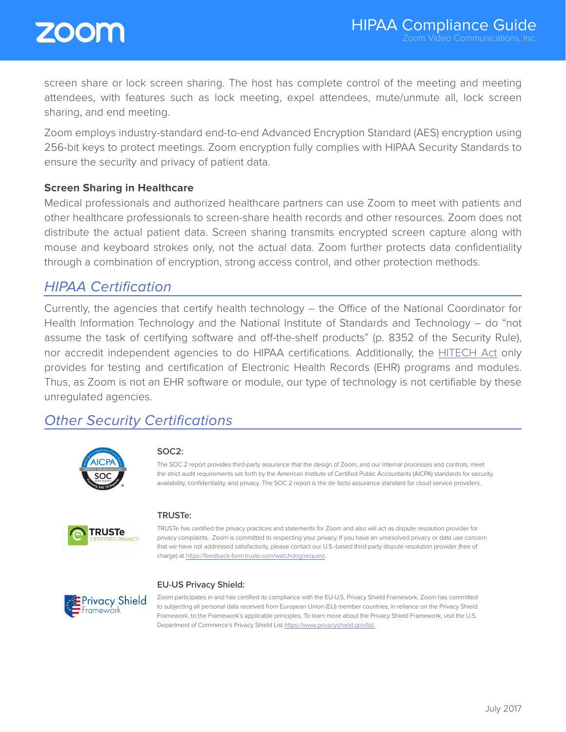screen share or lock screen sharing. The host has complete control of the meeting and meeting attendees, with features such as lock meeting, expel attendees, mute/unmute all, lock screen sharing, and end meeting.

Zoom employs industry-standard end-to-end Advanced Encryption Standard (AES) encryption using 256-bit keys to protect meetings. Zoom encryption fully complies with HIPAA Security Standards to ensure the security and privacy of patient data.

**Screen Sharing in Healthcare**

Medical professionals and authorized healthcare partners can use Zoom to meet with patients and other healthcare professionals to screen-share health records and other resources. Zoom does not distribute the actual patient data. Screen sharing transmits encrypted screen capture along with mouse and keyboard strokes only, not the actual data. Zoom further protects data confidentiality through a combination of encryption, strong access control, and other protection methods.

## *HIPAA Certification*

Currently, the agencies that certify health technology – the Office of the National Coordinator for Health Information Technology and the National Institute of Standards and Technology – do "not assume the task of certifying software and off-the-shelf products" (p. 8352 of the Security Rule), nor accredit independent agencies to do HIPAA certifications. Additionally, the HITECH Act only provides for testing and certification of Electronic Health Records (EHR) programs and modules. Thus, as Zoom is not an EHR software or module, our type of technology is not certifiable by these unregulated agencies.

## *Other Security Certifications*

**SOC2:**

The SOC 2 report provides third-party assurance that the design of Zoom, and our internal processes and controls, meet the strict audit requirements set forth by the American Institute of Certified Public Accountants (AICPA) standards for security, availability, confidentiality, and privacy. The SOC 2 report is the de facto assurance standard for cloud service providers.

**TRUSTe:**

TRUSTe has certified the privacy practices and statements for Zoom and also will act as dispute resolution provider for privacy complaints. Zoom is committed to respecting your privacy. If you have an unresolved privacy or data use concern that we have not addressed satisfactorily, please contact our U.S.-based third-party dispute resolution provider (free of charge) at https://feedback-form.truste.com/watchdog/request.

**EU-US Privacy Shield:**

Zoom participates in and has certified its compliance with the EU-U.S. Privacy Shield Framework. Zoom has committed to subjecting all personal data received from European Union (EU) member countries, in reliance on the Privacy Shield Framework, to the Framework's applicable principles. To learn more about the Privacy Shield Framework, visit the U.S. Department of Commerce's Privacy Shield List https://www.privacyshield.gov/list.